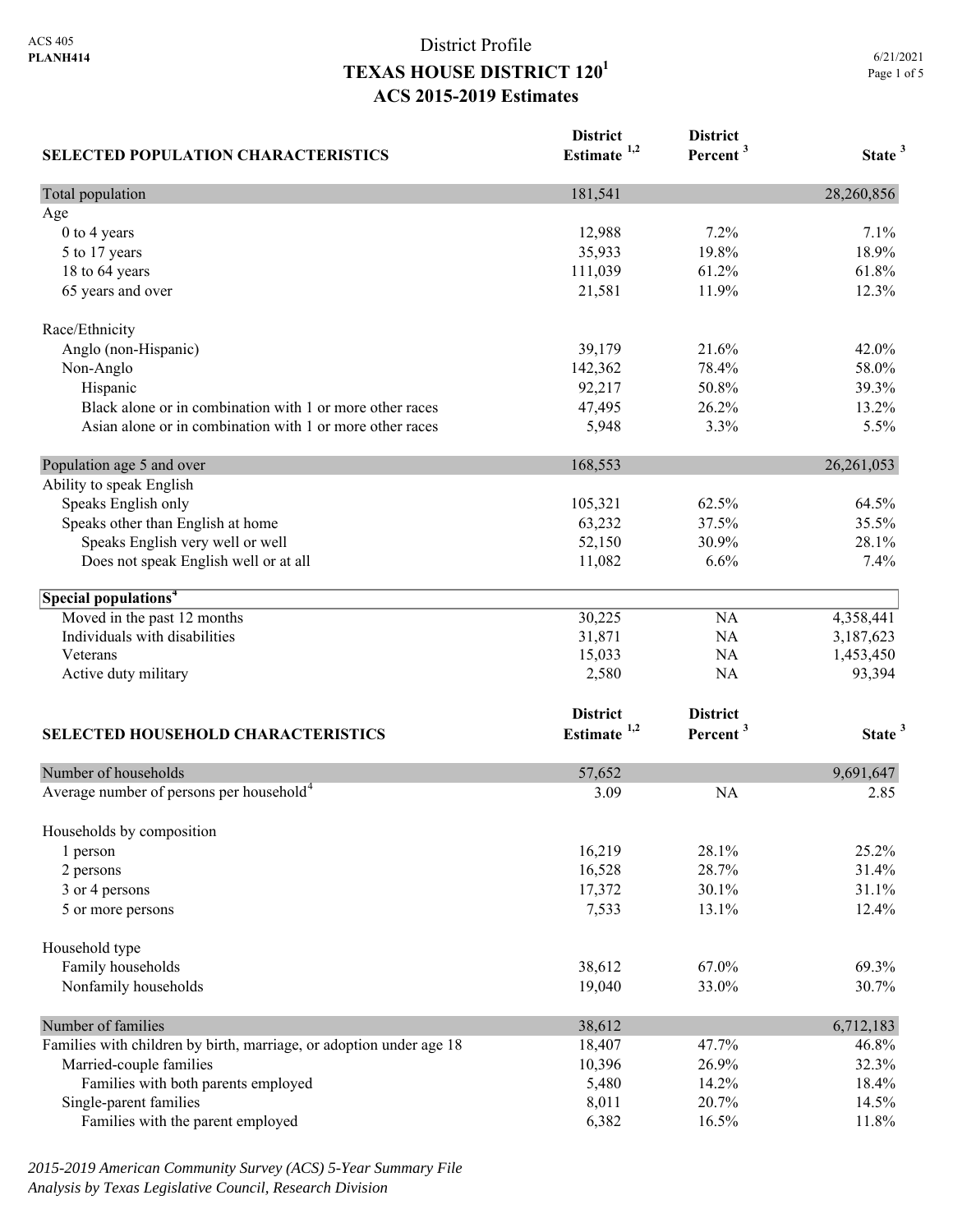ACS 405
**PLANH414**

# District Profile
# TEXAS HOUSE DISTRICT 120[1]
## ACS 2015-2019 Estimates

6/21/2021

| SELECTED POPULATION CHARACTERISTICS | District Estimate [1,2] | District Percent [3] | State [3] |
|---|---|---|---|
| Total population | 181,541 | | 28,260,856 |
| Age | | | |
| 0 to 4 years | 12,988 | 7.2% | 7.1% |
| 5 to 17 years | 35,933 | 19.8% | 18.9% |
| 18 to 64 years | 111,039 | 61.2% | 61.8% |
| 65 years and over | 21,581 | 11.9% | 12.3% |
| Race/Ethnicity | | | |
| Anglo (non-Hispanic) | 39,179 | 21.6% | 42.0% |
| Non-Anglo | 142,362 | 78.4% | 58.0% |
| Hispanic | 92,217 | 50.8% | 39.3% |
| Black alone or in combination with 1 or more other races | 47,495 | 26.2% | 13.2% |
| Asian alone or in combination with 1 or more other races | 5,948 | 3.3% | 5.5% |
| Population age 5 and over | 168,553 | | 26,261,053 |
| Ability to speak English | | | |
| Speaks English only | 105,321 | 62.5% | 64.5% |
| Speaks other than English at home | 63,232 | 37.5% | 35.5% |
| Speaks English very well or well | 52,150 | 30.9% | 28.1% |
| Does not speak English well or at all | 11,082 | 6.6% | 7.4% |
| **Special populations**[4] | | | |
| Moved in the past 12 months | 30,225 | NA | 4,358,441 |
| Individuals with disabilities | 31,871 | NA | 3,187,623 |
| Veterans | 15,033 | NA | 1,453,450 |
| Active duty military | 2,580 | NA | 93,394 |

| SELECTED HOUSEHOLD CHARACTERISTICS | District Estimate [1,2] | District Percent [3] | State [3] |
|---|---|---|---|
| Number of households | 57,652 | | 9,691,647 |
| Average number of persons per household[4] | 3.09 | NA | 2.85 |
| Households by composition | | | |
| 1 person | 16,219 | 28.1% | 25.2% |
| 2 persons | 16,528 | 28.7% | 31.4% |
| 3 or 4 persons | 17,372 | 30.1% | 31.1% |
| 5 or more persons | 7,533 | 13.1% | 12.4% |
| Household type | | | |
| Family households | 38,612 | 67.0% | 69.3% |
| Nonfamily households | 19,040 | 33.0% | 30.7% |
| Number of families | 38,612 | | 6,712,183 |
| Families with children by birth, marriage, or adoption under age 18 | 18,407 | 47.7% | 46.8% |
| Married-couple families | 10,396 | 26.9% | 32.3% |
| Families with both parents employed | 5,480 | 14.2% | 18.4% |
| Single-parent families | 8,011 | 20.7% | 14.5% |
| Families with the parent employed | 6,382 | 16.5% | 11.8% |

*2015-2019 American Community Survey (ACS) 5-Year Summary File*
*Analysis by Texas Legislative Council, Research Division*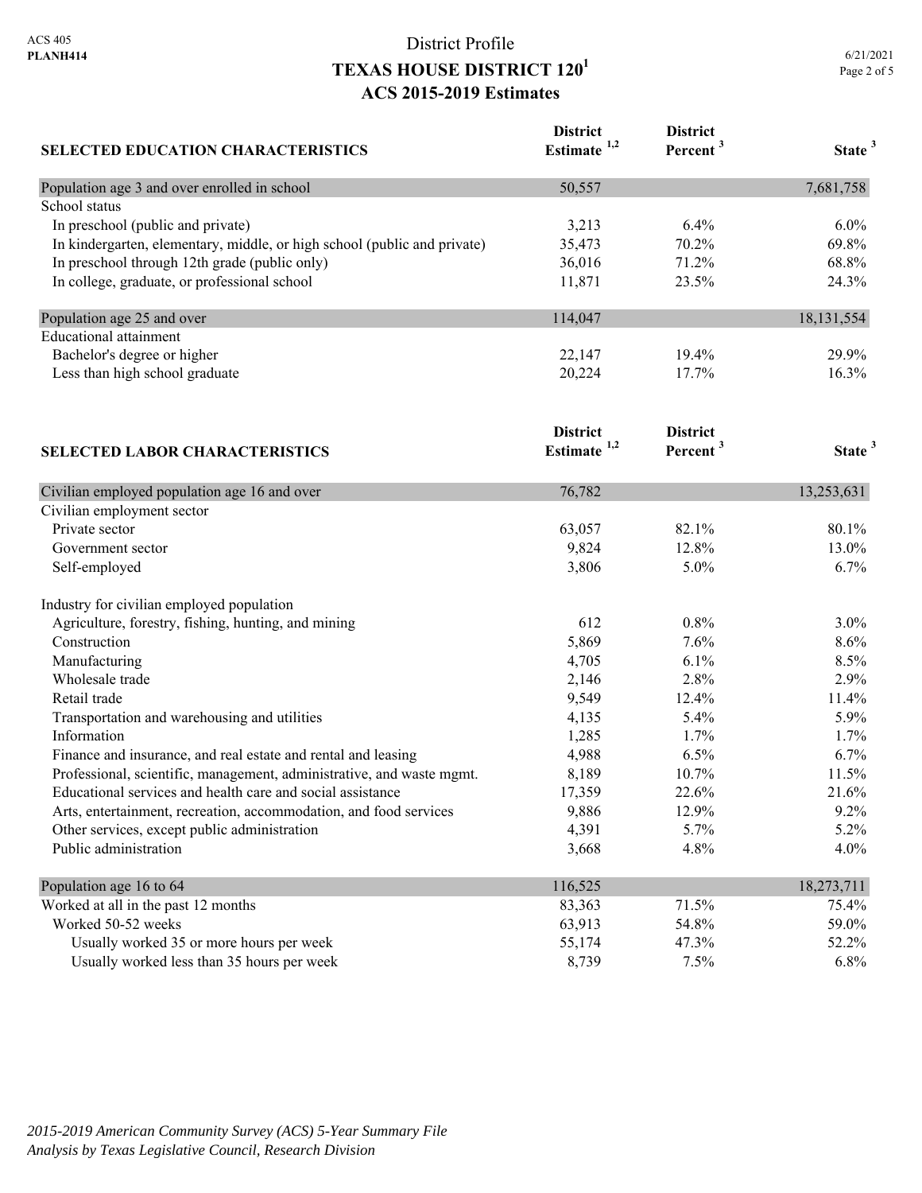# District Profile

## TEXAS HOUSE DISTRICT 120[1]

## ACS 2015-2019 Estimates

| SELECTED EDUCATION CHARACTERISTICS | District Estimate [1,2] | District Percent [3] | State [3] |
|---|---|---|---|
| Population age 3 and over enrolled in school | 50,557 | | 7,681,758 |
| School status | | | |
| In preschool (public and private) | 3,213 | 6.4% | 6.0% |
| In kindergarten, elementary, middle, or high school (public and private) | 35,473 | 70.2% | 69.8% |
| In preschool through 12th grade (public only) | 36,016 | 71.2% | 68.8% |
| In college, graduate, or professional school | 11,871 | 23.5% | 24.3% |
| Population age 25 and over | 114,047 | | 18,131,554 |
| Educational attainment | | | |
| Bachelor's degree or higher | 22,147 | 19.4% | 29.9% |
| Less than high school graduate | 20,224 | 17.7% | 16.3% |

| SELECTED LABOR CHARACTERISTICS | District Estimate [1,2] | District Percent [3] | State [3] |
|---|---|---|---|
| Civilian employed population age 16 and over | 76,782 | | 13,253,631 |
| Civilian employment sector | | | |
| Private sector | 63,057 | 82.1% | 80.1% |
| Government sector | 9,824 | 12.8% | 13.0% |
| Self-employed | 3,806 | 5.0% | 6.7% |
| Industry for civilian employed population | | | |
| Agriculture, forestry, fishing, hunting, and mining | 612 | 0.8% | 3.0% |
| Construction | 5,869 | 7.6% | 8.6% |
| Manufacturing | 4,705 | 6.1% | 8.5% |
| Wholesale trade | 2,146 | 2.8% | 2.9% |
| Retail trade | 9,549 | 12.4% | 11.4% |
| Transportation and warehousing and utilities | 4,135 | 5.4% | 5.9% |
| Information | 1,285 | 1.7% | 1.7% |
| Finance and insurance, and real estate and rental and leasing | 4,988 | 6.5% | 6.7% |
| Professional, scientific, management, administrative, and waste mgmt. | 8,189 | 10.7% | 11.5% |
| Educational services and health care and social assistance | 17,359 | 22.6% | 21.6% |
| Arts, entertainment, recreation, accommodation, and food services | 9,886 | 12.9% | 9.2% |
| Other services, except public administration | 4,391 | 5.7% | 5.2% |
| Public administration | 3,668 | 4.8% | 4.0% |
| Population age 16 to 64 | 116,525 | | 18,273,711 |
| Worked at all in the past 12 months | 83,363 | 71.5% | 75.4% |
| Worked 50-52 weeks | 63,913 | 54.8% | 59.0% |
| Usually worked 35 or more hours per week | 55,174 | 47.3% | 52.2% |
| Usually worked less than 35 hours per week | 8,739 | 7.5% | 6.8% |

*2015-2019 American Community Survey (ACS) 5-Year Summary File*
*Analysis by Texas Legislative Council, Research Division*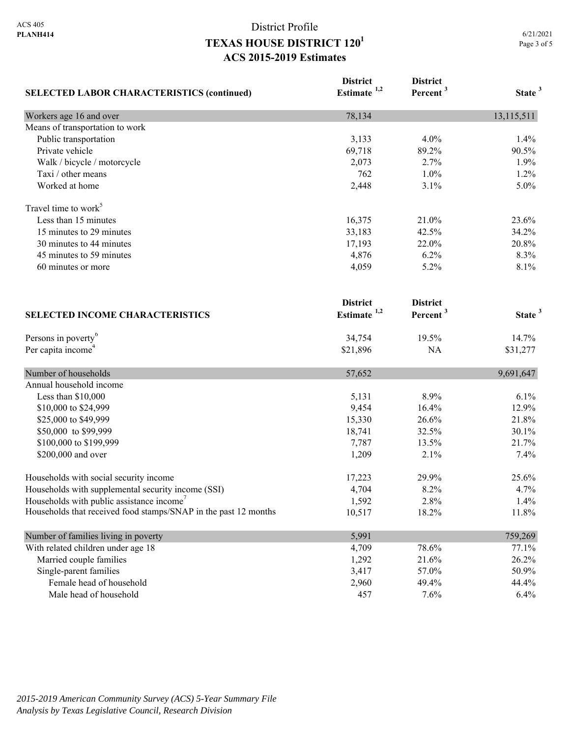# District Profile
## TEXAS HOUSE DISTRICT 120[1]
## ACS 2015-2019 Estimates

| SELECTED LABOR CHARACTERISTICS (continued) | District Estimate [1,2] | District Percent [3] | State [3] |
|---|---|---|---|
| Workers age 16 and over | 78,134 | | 13,115,511 |
| Means of transportation to work | | | |
| Public transportation | 3,133 | 4.0% | 1.4% |
| Private vehicle | 69,718 | 89.2% | 90.5% |
| Walk / bicycle / motorcycle | 2,073 | 2.7% | 1.9% |
| Taxi / other means | 762 | 1.0% | 1.2% |
| Worked at home | 2,448 | 3.1% | 5.0% |
| Travel time to work[5] | | | |
| Less than 15 minutes | 16,375 | 21.0% | 23.6% |
| 15 minutes to 29 minutes | 33,183 | 42.5% | 34.2% |
| 30 minutes to 44 minutes | 17,193 | 22.0% | 20.8% |
| 45 minutes to 59 minutes | 4,876 | 6.2% | 8.3% |
| 60 minutes or more | 4,059 | 5.2% | 8.1% |

| SELECTED INCOME CHARACTERISTICS | District Estimate [1,2] | District Percent [3] | State [3] |
|---|---|---|---|
| Persons in poverty[6] | 34,754 | 19.5% | 14.7% |
| Per capita income[4] | $21,896 | NA | $31,277 |
| Number of households | 57,652 | | 9,691,647 |
| Annual household income | | | |
| Less than $10,000 | 5,131 | 8.9% | 6.1% |
| $10,000 to $24,999 | 9,454 | 16.4% | 12.9% |
| $25,000 to $49,999 | 15,330 | 26.6% | 21.8% |
| $50,000 to $99,999 | 18,741 | 32.5% | 30.1% |
| $100,000 to $199,999 | 7,787 | 13.5% | 21.7% |
| $200,000 and over | 1,209 | 2.1% | 7.4% |
| Households with social security income | 17,223 | 29.9% | 25.6% |
| Households with supplemental security income (SSI) | 4,704 | 8.2% | 4.7% |
| Households with public assistance income[7] | 1,592 | 2.8% | 1.4% |
| Households that received food stamps/SNAP in the past 12 months | 10,517 | 18.2% | 11.8% |
| Number of families living in poverty | 5,991 | | 759,269 |
| With related children under age 18 | 4,709 | 78.6% | 77.1% |
| Married couple families | 1,292 | 21.6% | 26.2% |
| Single-parent families | 3,417 | 57.0% | 50.9% |
| Female head of household | 2,960 | 49.4% | 44.4% |
| Male head of household | 457 | 7.6% | 6.4% |

*2015-2019 American Community Survey (ACS) 5-Year Summary File*
*Analysis by Texas Legislative Council, Research Division*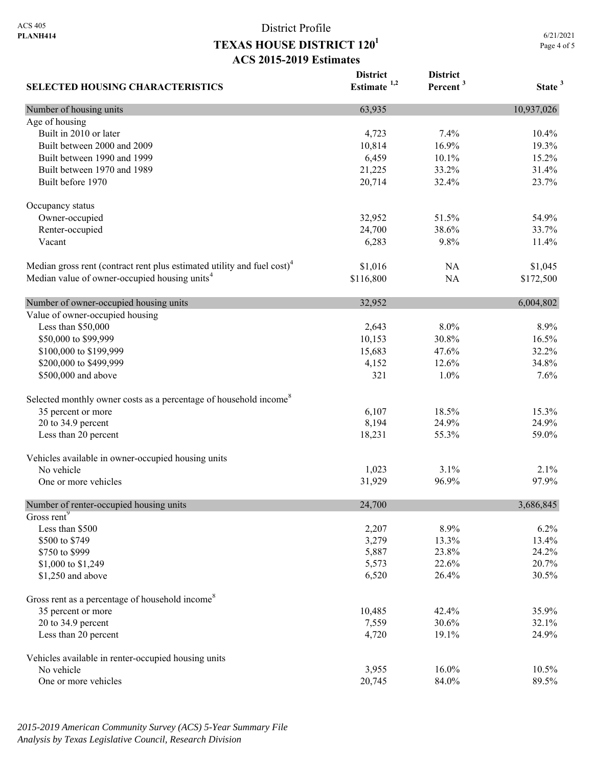ACS 405
**PLANH414**

# District Profile
## TEXAS HOUSE DISTRICT 120[1]
### ACS 2015-2019 Estimates

| SELECTED HOUSING CHARACTERISTICS | District Estimate [1,2] | District Percent [3] | State [3] |
|---|---|---|---|
| Number of housing units | 63,935 | | 10,937,026 |
| Age of housing | | | |
| Built in 2010 or later | 4,723 | 7.4% | 10.4% |
| Built between 2000 and 2009 | 10,814 | 16.9% | 19.3% |
| Built between 1990 and 1999 | 6,459 | 10.1% | 15.2% |
| Built between 1970 and 1989 | 21,225 | 33.2% | 31.4% |
| Built before 1970 | 20,714 | 32.4% | 23.7% |
| Occupancy status | | | |
| Owner-occupied | 32,952 | 51.5% | 54.9% |
| Renter-occupied | 24,700 | 38.6% | 33.7% |
| Vacant | 6,283 | 9.8% | 11.4% |
| Median gross rent (contract rent plus estimated utility and fuel cost)[4] | $1,016 | NA | $1,045 |
| Median value of owner-occupied housing units[4] | $116,800 | NA | $172,500 |
| Number of owner-occupied housing units | 32,952 | | 6,004,802 |
| Value of owner-occupied housing | | | |
| Less than $50,000 | 2,643 | 8.0% | 8.9% |
| $50,000 to $99,999 | 10,153 | 30.8% | 16.5% |
| $100,000 to $199,999 | 15,683 | 47.6% | 32.2% |
| $200,000 to $499,999 | 4,152 | 12.6% | 34.8% |
| $500,000 and above | 321 | 1.0% | 7.6% |
| Selected monthly owner costs as a percentage of household income[8] | | | |
| 35 percent or more | 6,107 | 18.5% | 15.3% |
| 20 to 34.9 percent | 8,194 | 24.9% | 24.9% |
| Less than 20 percent | 18,231 | 55.3% | 59.0% |
| Vehicles available in owner-occupied housing units | | | |
| No vehicle | 1,023 | 3.1% | 2.1% |
| One or more vehicles | 31,929 | 96.9% | 97.9% |
| Number of renter-occupied housing units | 24,700 | | 3,686,845 |
| Gross rent[9] | | | |
| Less than $500 | 2,207 | 8.9% | 6.2% |
| $500 to $749 | 3,279 | 13.3% | 13.4% |
| $750 to $999 | 5,887 | 23.8% | 24.2% |
| $1,000 to $1,249 | 5,573 | 22.6% | 20.7% |
| $1,250 and above | 6,520 | 26.4% | 30.5% |
| Gross rent as a percentage of household income[8] | | | |
| 35 percent or more | 10,485 | 42.4% | 35.9% |
| 20 to 34.9 percent | 7,559 | 30.6% | 32.1% |
| Less than 20 percent | 4,720 | 19.1% | 24.9% |
| Vehicles available in renter-occupied housing units | | | |
| No vehicle | 3,955 | 16.0% | 10.5% |
| One or more vehicles | 20,745 | 84.0% | 89.5% |

*2015-2019 American Community Survey (ACS) 5-Year Summary File*
*Analysis by Texas Legislative Council, Research Division*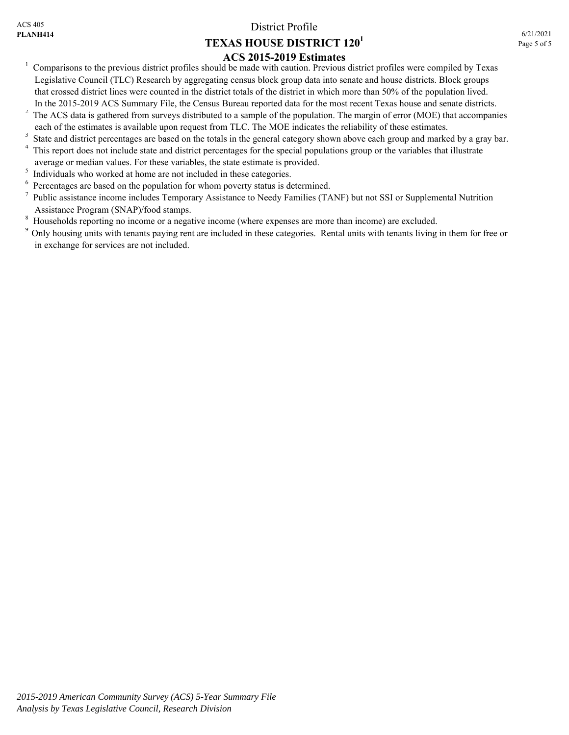1 Comparisons to the previous district profiles should be made with caution. Previous district profiles were compiled by Texas Legislative Council (TLC) Research by aggregating census block group data into senate and house districts. Block groups that crossed district lines were counted in the district totals of the district in which more than 50% of the population lived. In the 2015-2019 ACS Summary File, the Census Bureau reported data for the most recent Texas house and senate districts.

2 The ACS data is gathered from surveys distributed to a sample of the population. The margin of error (MOE) that accompanies each of the estimates is available upon request from TLC. The MOE indicates the reliability of these estimates.

3 State and district percentages are based on the totals in the general category shown above each group and marked by a gray bar.

4 This report does not include state and district percentages for the special populations group or the variables that illustrate average or median values. For these variables, the state estimate is provided.

5 Individuals who worked at home are not included in these categories.

6 Percentages are based on the population for whom poverty status is determined.

7 Public assistance income includes Temporary Assistance to Needy Families (TANF) but not SSI or Supplemental Nutrition Assistance Program (SNAP)/food stamps.

8 Households reporting no income or a negative income (where expenses are more than income) are excluded.

9 Only housing units with tenants paying rent are included in these categories. Rental units with tenants living in them for free or in exchange for services are not included.

*2015-2019 American Community Survey (ACS) 5-Year Summary File*
*Analysis by Texas Legislative Council, Research Division*